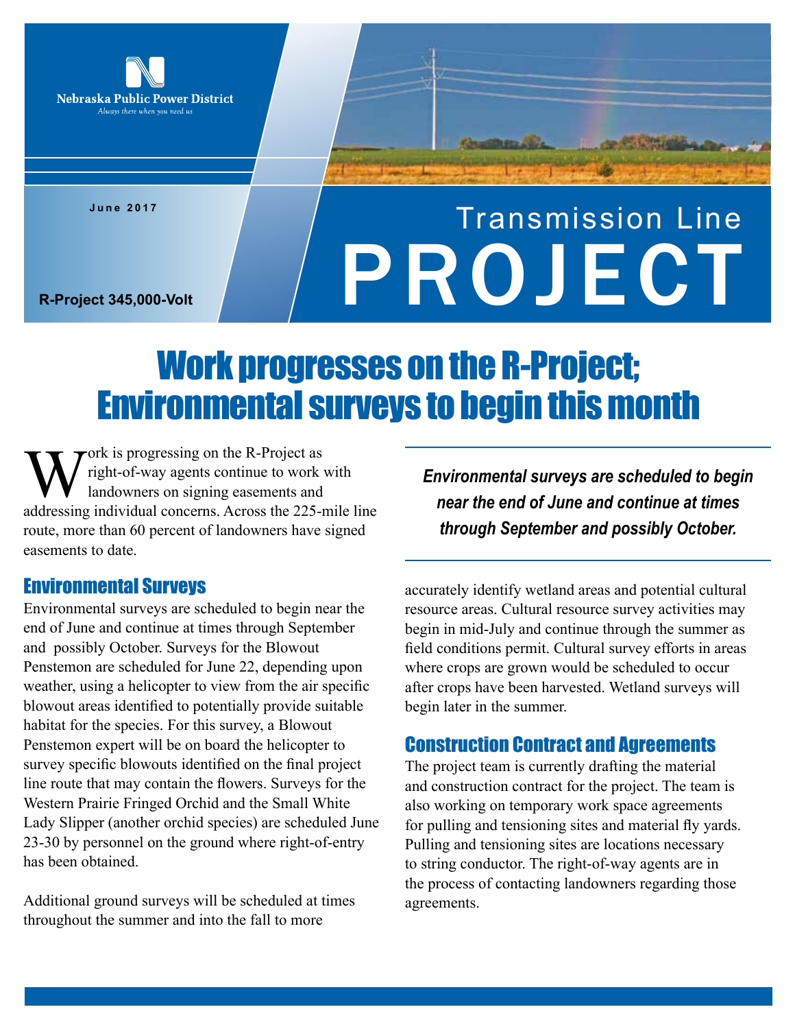Nebraska Public Power District
*Always there when you need us*

June 2017

R-Project 345,000-Volt

# Transmission Line PROJECT

## Work progresses on the R-Project; Environmental surveys to begin this month

Work is progressing on the R-Project as right-of-way agents continue to work with landowners on signing easements and addressing individual concerns. Across the 225-mile line route, more than 60 percent of landowners have signed easements to date.

***Environmental surveys are scheduled to begin near the end of June and continue at times through September and possibly October.***

### Environmental Surveys

Environmental surveys are scheduled to begin near the end of June and continue at times through September and possibly October. Surveys for the Blowout Penstemon are scheduled for June 22, depending upon weather, using a helicopter to view from the air specific blowout areas identified to potentially provide suitable habitat for the species. For this survey, a Blowout Penstemon expert will be on board the helicopter to survey specific blowouts identified on the final project line route that may contain the flowers. Surveys for the Western Prairie Fringed Orchid and the Small White Lady Slipper (another orchid species) are scheduled June 23-30 by personnel on the ground where right-of-entry has been obtained.

Additional ground surveys will be scheduled at times throughout the summer and into the fall to more accurately identify wetland areas and potential cultural resource areas. Cultural resource survey activities may begin in mid-July and continue through the summer as field conditions permit. Cultural survey efforts in areas where crops are grown would be scheduled to occur after crops have been harvested. Wetland surveys will begin later in the summer.

### Construction Contract and Agreements

The project team is currently drafting the material and construction contract for the project. The team is also working on temporary work space agreements for pulling and tensioning sites and material fly yards. Pulling and tensioning sites are locations necessary to string conductor. The right-of-way agents are in the process of contacting landowners regarding those agreements.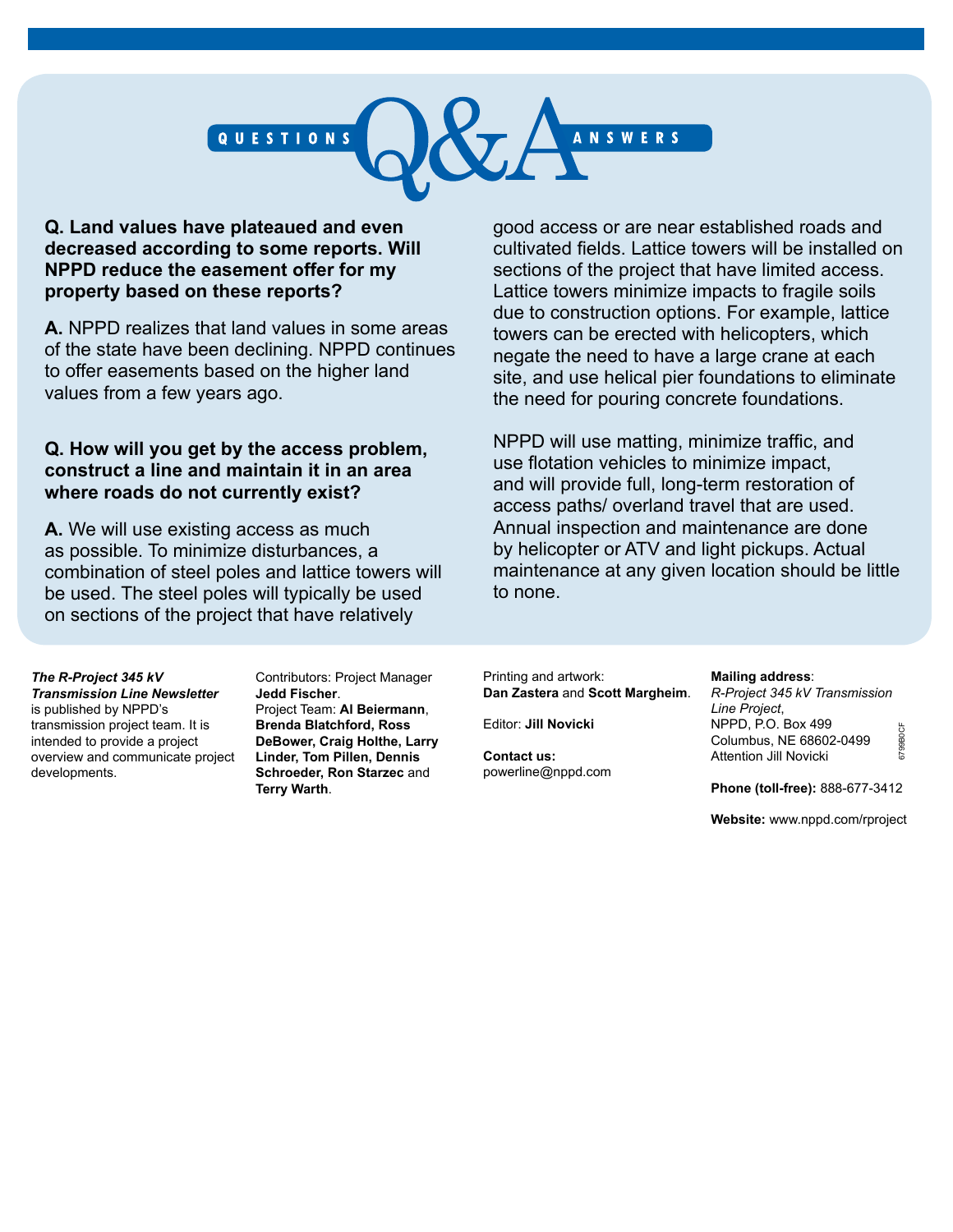# QUESTIONS Q&A ANSWERS

**Q. Land values have plateaued and even decreased according to some reports. Will NPPD reduce the easement offer for my property based on these reports?**

**A.** NPPD realizes that land values in some areas of the state have been declining. NPPD continues to offer easements based on the higher land values from a few years ago.

**Q. How will you get by the access problem, construct a line and maintain it in an area where roads do not currently exist?**

**A.** We will use existing access as much as possible. To minimize disturbances, a combination of steel poles and lattice towers will be used. The steel poles will typically be used on sections of the project that have relatively good access or are near established roads and cultivated fields. Lattice towers will be installed on sections of the project that have limited access. Lattice towers minimize impacts to fragile soils due to construction options. For example, lattice towers can be erected with helicopters, which negate the need to have a large crane at each site, and use helical pier foundations to eliminate the need for pouring concrete foundations.

NPPD will use matting, minimize traffic, and use flotation vehicles to minimize impact, and will provide full, long-term restoration of access paths/ overland travel that are used. Annual inspection and maintenance are done by helicopter or ATV and light pickups. Actual maintenance at any given location should be little to none.

***The R-Project 345 kV Transmission Line Newsletter*** is published by NPPD's transmission project team. It is intended to provide a project overview and communicate project developments.

Contributors: Project Manager **Jedd Fischer**. Project Team: **Al Beiermann**, **Brenda Blatchford, Ross DeBower, Craig Holthe, Larry Linder, Tom Pillen, Dennis Schroeder, Ron Starzec** and **Terry Warth**.

Printing and artwork: **Dan Zastera** and **Scott Margheim**.

Editor: **Jill Novicki**

**Contact us:**
powerline@nppd.com

**Mailing address**:
*R-Project 345 kV Transmission Line Project*,
NPPD, P.O. Box 499
Columbus, NE 68602-0499
Attention Jill Novicki

**Phone (toll-free):** 888-677-3412

**Website:** www.nppd.com/rproject

67998OCF